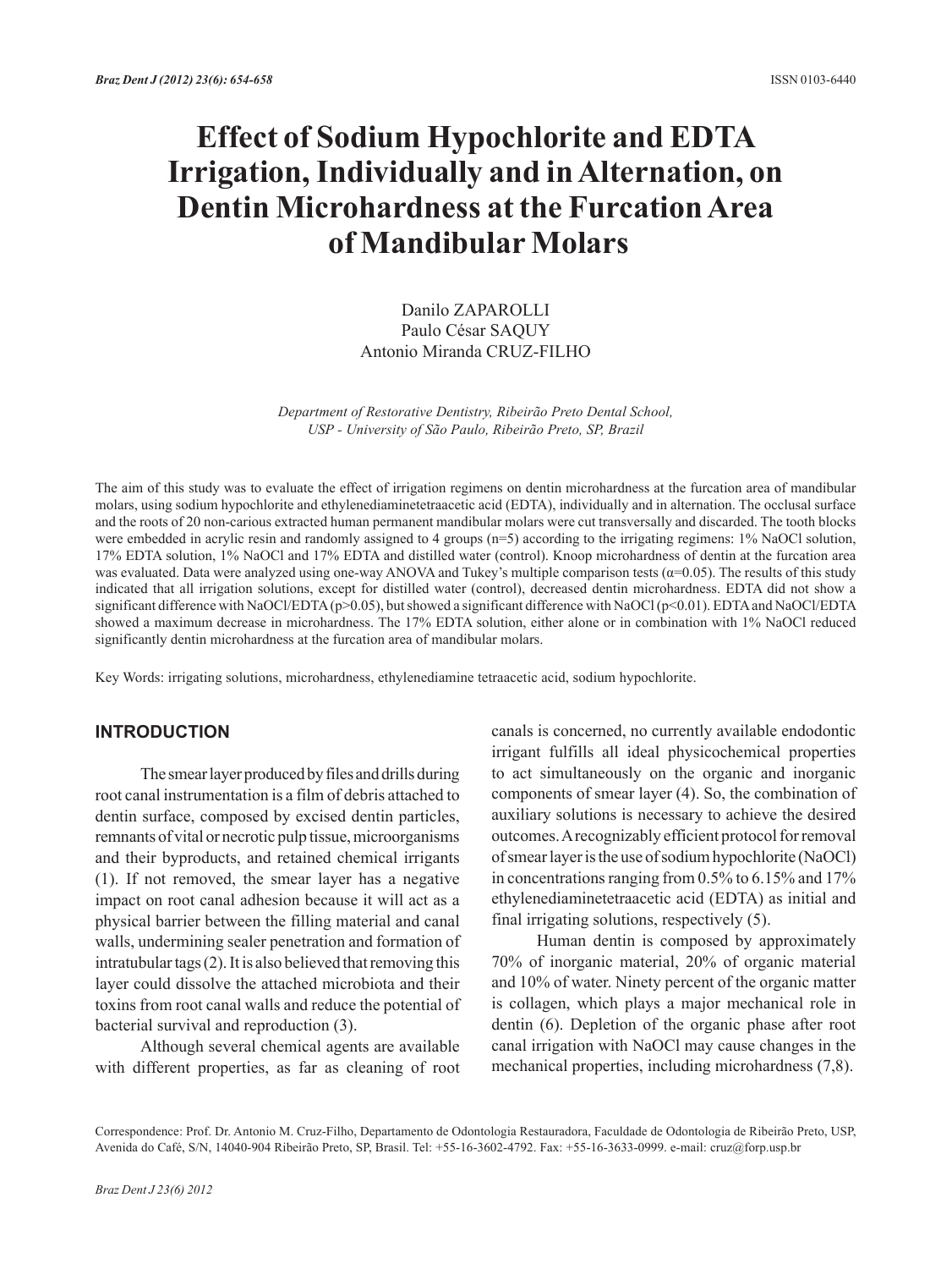# Effect of Sodium Hypochlorite and EDTA Irrigation, Individually and in Alternation, on Dentin Microhardness at the Furcation Area of Mandibular Molars

Danilo ZAPAROLLI
Paulo César SAQUY
Antonio Miranda CRUZ-FILHO

*Department of Restorative Dentistry, Ribeirão Preto Dental School, USP - University of São Paulo, Ribeirão Preto, SP, Brazil*

The aim of this study was to evaluate the effect of irrigation regimens on dentin microhardness at the furcation area of mandibular molars, using sodium hypochlorite and ethylenediaminetetraacetic acid (EDTA), individually and in alternation. The occlusal surface and the roots of 20 non-carious extracted human permanent mandibular molars were cut transversally and discarded. The tooth blocks were embedded in acrylic resin and randomly assigned to 4 groups (n=5) according to the irrigating regimens: 1% NaOCl solution, 17% EDTA solution, 1% NaOCl and 17% EDTA and distilled water (control). Knoop microhardness of dentin at the furcation area was evaluated. Data were analyzed using one-way ANOVA and Tukey's multiple comparison tests ($\alpha$=0.05). The results of this study indicated that all irrigation solutions, except for distilled water (control), decreased dentin microhardness. EDTA did not show a significant difference with NaOCl/EDTA (p>0.05), but showed a significant difference with NaOCl (p<0.01). EDTA and NaOCl/EDTA showed a maximum decrease in microhardness. The 17% EDTA solution, either alone or in combination with 1% NaOCl reduced significantly dentin microhardness at the furcation area of mandibular molars.

Key Words: irrigating solutions, microhardness, ethylenediamine tetraacetic acid, sodium hypochlorite.

## INTRODUCTION

The smear layer produced by files and drills during root canal instrumentation is a film of debris attached to dentin surface, composed by excised dentin particles, remnants of vital or necrotic pulp tissue, microorganisms and their byproducts, and retained chemical irrigants (1). If not removed, the smear layer has a negative impact on root canal adhesion because it will act as a physical barrier between the filling material and canal walls, undermining sealer penetration and formation of intratubular tags (2). It is also believed that removing this layer could dissolve the attached microbiota and their toxins from root canal walls and reduce the potential of bacterial survival and reproduction (3).

Although several chemical agents are available with different properties, as far as cleaning of root canals is concerned, no currently available endodontic irrigant fulfills all ideal physicochemical properties to act simultaneously on the organic and inorganic components of smear layer (4). So, the combination of auxiliary solutions is necessary to achieve the desired outcomes. A recognizably efficient protocol for removal of smear layer is the use of sodium hypochlorite (NaOCl) in concentrations ranging from 0.5% to 6.15% and 17% ethylenediaminetetraacetic acid (EDTA) as initial and final irrigating solutions, respectively (5).

Human dentin is composed by approximately 70% of inorganic material, 20% of organic material and 10% of water. Ninety percent of the organic matter is collagen, which plays a major mechanical role in dentin (6). Depletion of the organic phase after root canal irrigation with NaOCl may cause changes in the mechanical properties, including microhardness (7,8).

Correspondence: Prof. Dr. Antonio M. Cruz-Filho, Departamento de Odontologia Restauradora, Faculdade de Odontologia de Ribeirão Preto, USP, Avenida do Café, S/N, 14040-904 Ribeirão Preto, SP, Brasil. Tel: +55-16-3602-4792. Fax: +55-16-3633-0999. e-mail: cruz@forp.usp.br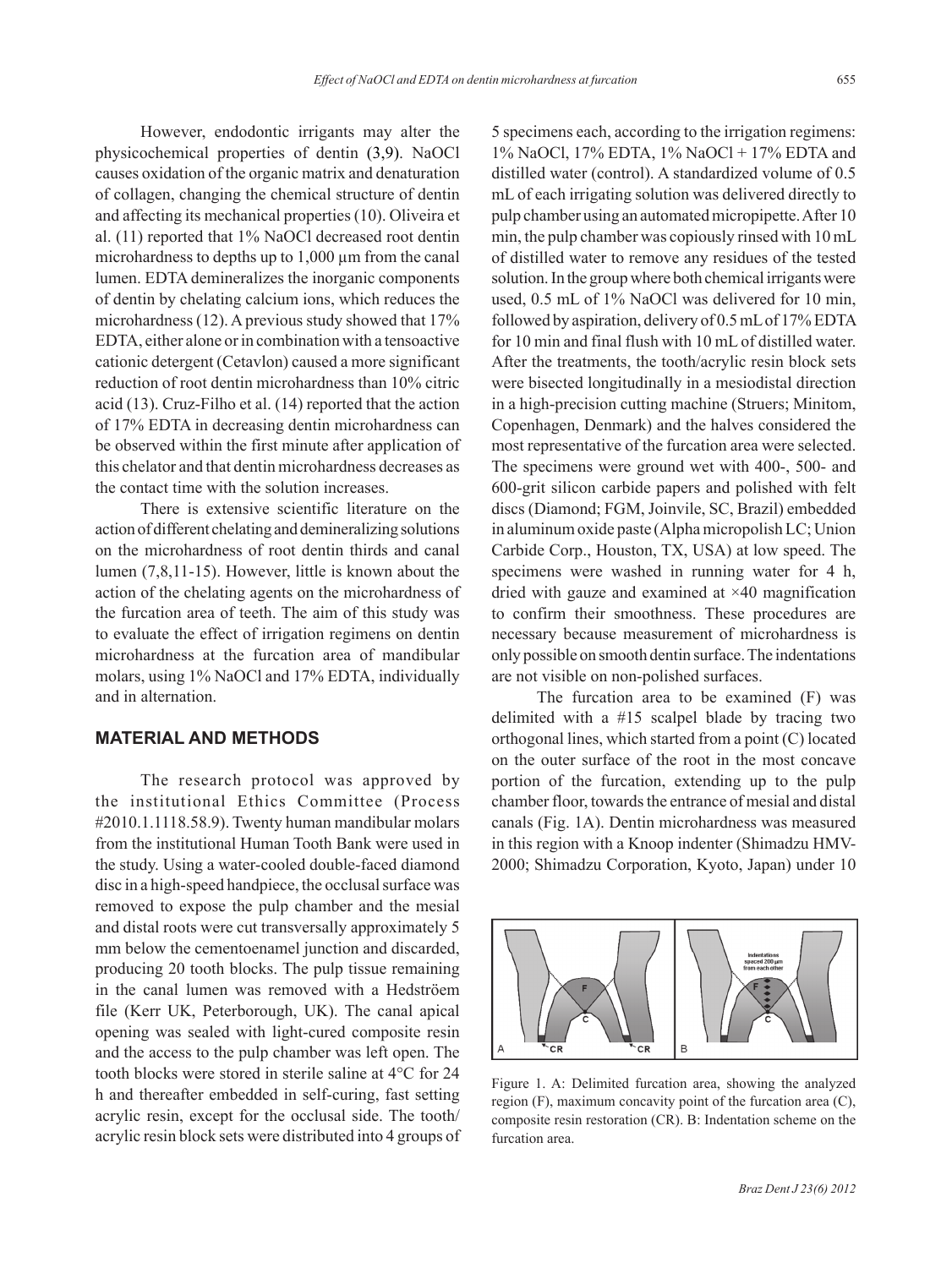However, endodontic irrigants may alter the physicochemical properties of dentin (3,9). NaOCl causes oxidation of the organic matrix and denaturation of collagen, changing the chemical structure of dentin and affecting its mechanical properties (10). Oliveira et al. (11) reported that 1% NaOCl decreased root dentin microhardness to depths up to 1,000 µm from the canal lumen. EDTA demineralizes the inorganic components of dentin by chelating calcium ions, which reduces the microhardness (12). A previous study showed that 17% EDTA, either alone or in combination with a tensoactive cationic detergent (Cetavlon) caused a more significant reduction of root dentin microhardness than 10% citric acid (13). Cruz-Filho et al. (14) reported that the action of 17% EDTA in decreasing dentin microhardness can be observed within the first minute after application of this chelator and that dentin microhardness decreases as the contact time with the solution increases.

There is extensive scientific literature on the action of different chelating and demineralizing solutions on the microhardness of root dentin thirds and canal lumen (7,8,11-15). However, little is known about the action of the chelating agents on the microhardness of the furcation area of teeth. The aim of this study was to evaluate the effect of irrigation regimens on dentin microhardness at the furcation area of mandibular molars, using 1% NaOCl and 17% EDTA, individually and in alternation.

## MATERIAL AND METHODS

The research protocol was approved by the institutional Ethics Committee (Process #2010.1.1118.58.9). Twenty human mandibular molars from the institutional Human Tooth Bank were used in the study. Using a water-cooled double-faced diamond disc in a high-speed handpiece, the occlusal surface was removed to expose the pulp chamber and the mesial and distal roots were cut transversally approximately 5 mm below the cementoenamel junction and discarded, producing 20 tooth blocks. The pulp tissue remaining in the canal lumen was removed with a Hedströem file (Kerr UK, Peterborough, UK). The canal apical opening was sealed with light-cured composite resin and the access to the pulp chamber was left open. The tooth blocks were stored in sterile saline at 4°C for 24 h and thereafter embedded in self-curing, fast setting acrylic resin, except for the occlusal side. The tooth/acrylic resin block sets were distributed into 4 groups of 5 specimens each, according to the irrigation regimens: 1% NaOCl, 17% EDTA, 1% NaOCl + 17% EDTA and distilled water (control). A standardized volume of 0.5 mL of each irrigating solution was delivered directly to pulp chamber using an automated micropipette. After 10 min, the pulp chamber was copiously rinsed with 10 mL of distilled water to remove any residues of the tested solution. In the group where both chemical irrigants were used, 0.5 mL of 1% NaOCl was delivered for 10 min, followed by aspiration, delivery of 0.5 mL of 17% EDTA for 10 min and final flush with 10 mL of distilled water. After the treatments, the tooth/acrylic resin block sets were bisected longitudinally in a mesiodistal direction in a high-precision cutting machine (Struers; Minitom, Copenhagen, Denmark) and the halves considered the most representative of the furcation area were selected. The specimens were ground wet with 400-, 500- and 600-grit silicon carbide papers and polished with felt discs (Diamond; FGM, Joinvile, SC, Brazil) embedded in aluminum oxide paste (Alpha micropolish LC; Union Carbide Corp., Houston, TX, USA) at low speed. The specimens were washed in running water for 4 h, dried with gauze and examined at ×40 magnification to confirm their smoothness. These procedures are necessary because measurement of microhardness is only possible on smooth dentin surface. The indentations are not visible on non-polished surfaces.

The furcation area to be examined (F) was delimited with a #15 scalpel blade by tracing two orthogonal lines, which started from a point (C) located on the outer surface of the root in the most concave portion of the furcation, extending up to the pulp chamber floor, towards the entrance of mesial and distal canals (Fig. 1A). Dentin microhardness was measured in this region with a Knoop indenter (Shimadzu HMV-2000; Shimadzu Corporation, Kyoto, Japan) under 10

Figure 1. A: Delimited furcation area, showing the analyzed region (F), maximum concavity point of the furcation area (C), composite resin restoration (CR). B: Indentation scheme on the furcation area.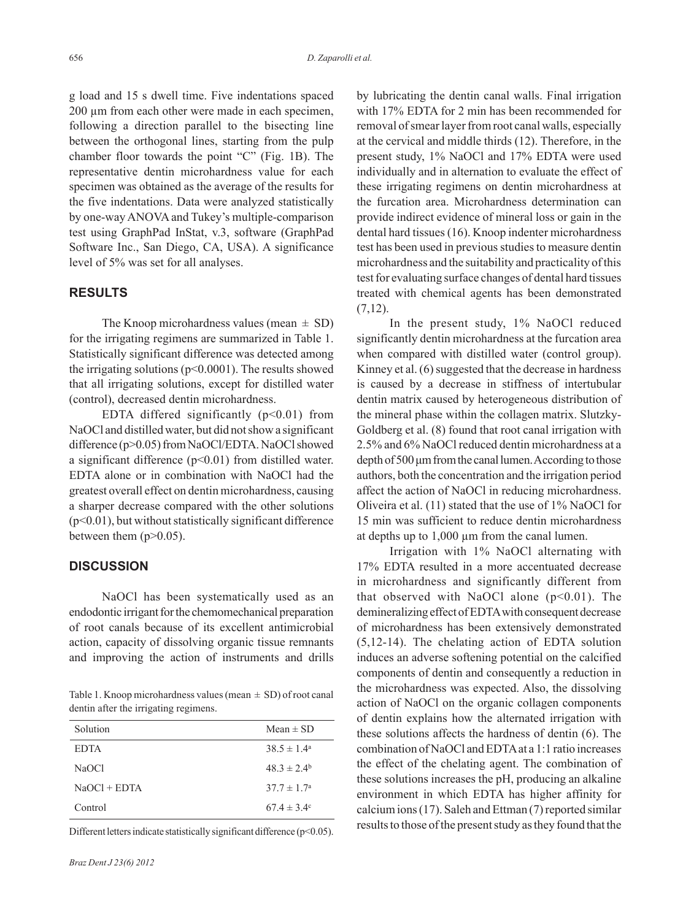g load and 15 s dwell time. Five indentations spaced 200 µm from each other were made in each specimen, following a direction parallel to the bisecting line between the orthogonal lines, starting from the pulp chamber floor towards the point "C" (Fig. 1B). The representative dentin microhardness value for each specimen was obtained as the average of the results for the five indentations. Data were analyzed statistically by one-way ANOVA and Tukey's multiple-comparison test using GraphPad InStat, v.3, software (GraphPad Software Inc., San Diego, CA, USA). A significance level of 5% was set for all analyses.

## RESULTS

The Knoop microhardness values (mean ± SD) for the irrigating regimens are summarized in Table 1. Statistically significant difference was detected among the irrigating solutions ($p<0.0001$). The results showed that all irrigating solutions, except for distilled water (control), decreased dentin microhardness.

EDTA differed significantly ($p<0.01$) from NaOCl and distilled water, but did not show a significant difference ($p>0.05$) from NaOCl/EDTA. NaOCl showed a significant difference ($p<0.01$) from distilled water. EDTA alone or in combination with NaOCl had the greatest overall effect on dentin microhardness, causing a sharper decrease compared with the other solutions ($p<0.01$), but without statistically significant difference between them ($p>0.05$).

## DISCUSSION

NaOCl has been systematically used as an endodontic irrigant for the chemomechanical preparation of root canals because of its excellent antimicrobial action, capacity of dissolving organic tissue remnants and improving the action of instruments and drills by lubricating the dentin canal walls. Final irrigation with 17% EDTA for 2 min has been recommended for removal of smear layer from root canal walls, especially at the cervical and middle thirds (12). Therefore, in the present study, 1% NaOCl and 17% EDTA were used individually and in alternation to evaluate the effect of these irrigating regimens on dentin microhardness at the furcation area. Microhardness determination can provide indirect evidence of mineral loss or gain in the dental hard tissues (16). Knoop indenter microhardness test has been used in previous studies to measure dentin microhardness and the suitability and practicality of this test for evaluating surface changes of dental hard tissues treated with chemical agents has been demonstrated (7,12).

Table 1. Knoop microhardness values (mean ± SD) of root canal dentin after the irrigating regimens.

| Solution | Mean ± SD |
|---|---|
| EDTA | 38.5 ± 1.4[a] |
| NaOCl | 48.3 ± 2.4[b] |
| NaOCl + EDTA | 37.7 ± 1.7[a] |
| Control | 67.4 ± 3.4[c] |

Different letters indicate statistically significant difference ($p<0.05$).

In the present study, 1% NaOCl reduced significantly dentin microhardness at the furcation area when compared with distilled water (control group). Kinney et al. (6) suggested that the decrease in hardness is caused by a decrease in stiffness of intertubular dentin matrix caused by heterogeneous distribution of the mineral phase within the collagen matrix. Slutzky-Goldberg et al. (8) found that root canal irrigation with 2.5% and 6% NaOCl reduced dentin microhardness at a depth of 500 µm from the canal lumen. According to those authors, both the concentration and the irrigation period affect the action of NaOCl in reducing microhardness. Oliveira et al. (11) stated that the use of 1% NaOCl for 15 min was sufficient to reduce dentin microhardness at depths up to 1,000 µm from the canal lumen.

Irrigation with 1% NaOCl alternating with 17% EDTA resulted in a more accentuated decrease in microhardness and significantly different from that observed with NaOCl alone ($p<0.01$). The demineralizing effect of EDTA with consequent decrease of microhardness has been extensively demonstrated (5,12-14). The chelating action of EDTA solution induces an adverse softening potential on the calcified components of dentin and consequently a reduction in the microhardness was expected. Also, the dissolving action of NaOCl on the organic collagen components of dentin explains how the alternated irrigation with these solutions affects the hardness of dentin (6). The combination of NaOCl and EDTA at a 1:1 ratio increases the effect of the chelating agent. The combination of these solutions increases the pH, producing an alkaline environment in which EDTA has higher affinity for calcium ions (17). Saleh and Ettman (7) reported similar results to those of the present study as they found that the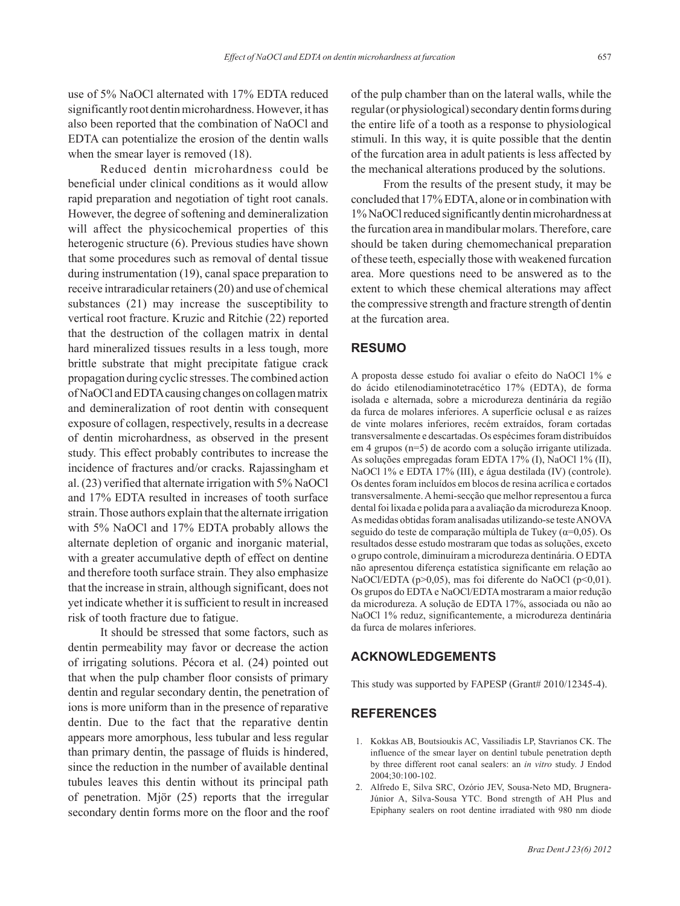use of 5% NaOCl alternated with 17% EDTA reduced significantly root dentin microhardness. However, it has also been reported that the combination of NaOCl and EDTA can potentialize the erosion of the dentin walls when the smear layer is removed (18).

Reduced dentin microhardness could be beneficial under clinical conditions as it would allow rapid preparation and negotiation of tight root canals. However, the degree of softening and demineralization will affect the physicochemical properties of this heterogenic structure (6). Previous studies have shown that some procedures such as removal of dental tissue during instrumentation (19), canal space preparation to receive intraradicular retainers (20) and use of chemical substances (21) may increase the susceptibility to vertical root fracture. Kruzic and Ritchie (22) reported that the destruction of the collagen matrix in dental hard mineralized tissues results in a less tough, more brittle substrate that might precipitate fatigue crack propagation during cyclic stresses. The combined action of NaOCl and EDTA causing changes on collagen matrix and demineralization of root dentin with consequent exposure of collagen, respectively, results in a decrease of dentin microhardness, as observed in the present study. This effect probably contributes to increase the incidence of fractures and/or cracks. Rajassingham et al. (23) verified that alternate irrigation with 5% NaOCl and 17% EDTA resulted in increases of tooth surface strain. Those authors explain that the alternate irrigation with 5% NaOCl and 17% EDTA probably allows the alternate depletion of organic and inorganic material, with a greater accumulative depth of effect on dentine and therefore tooth surface strain. They also emphasize that the increase in strain, although significant, does not yet indicate whether it is sufficient to result in increased risk of tooth fracture due to fatigue.

It should be stressed that some factors, such as dentin permeability may favor or decrease the action of irrigating solutions. Pécora et al. (24) pointed out that when the pulp chamber floor consists of primary dentin and regular secondary dentin, the penetration of ions is more uniform than in the presence of reparative dentin. Due to the fact that the reparative dentin appears more amorphous, less tubular and less regular than primary dentin, the passage of fluids is hindered, since the reduction in the number of available dentinal tubules leaves this dentin without its principal path of penetration. Mjör (25) reports that the irregular secondary dentin forms more on the floor and the roof of the pulp chamber than on the lateral walls, while the regular (or physiological) secondary dentin forms during the entire life of a tooth as a response to physiological stimuli. In this way, it is quite possible that the dentin of the furcation area in adult patients is less affected by the mechanical alterations produced by the solutions.

From the results of the present study, it may be concluded that 17% EDTA, alone or in combination with 1% NaOCl reduced significantly dentin microhardness at the furcation area in mandibular molars. Therefore, care should be taken during chemomechanical preparation of these teeth, especially those with weakened furcation area. More questions need to be answered as to the extent to which these chemical alterations may affect the compressive strength and fracture strength of dentin at the furcation area.

## RESUMO

A proposta desse estudo foi avaliar o efeito do NaOCl 1% e do ácido etilenodiaminotetracético 17% (EDTA), de forma isolada e alternada, sobre a microdureza dentinária da região da furca de molares inferiores. A superfície oclusal e as raízes de vinte molares inferiores, recém extraídos, foram cortadas transversalmente e descartadas. Os espécimes foram distribuídos em 4 grupos (n=5) de acordo com a solução irrigante utilizada. As soluções empregadas foram EDTA 17% (I), NaOCl 1% (II), NaOCl 1% e EDTA 17% (III), e água destilada (IV) (controle). Os dentes foram incluídos em blocos de resina acrílica e cortados transversalmente. A hemi-secção que melhor representou a furca dental foi lixada e polida para a avaliação da microdureza Knoop. As medidas obtidas foram analisadas utilizando-se teste ANOVA seguido do teste de comparação múltipla de Tukey ($\alpha$=0,05). Os resultados desse estudo mostraram que todas as soluções, exceto o grupo controle, diminuíram a microdureza dentinária. O EDTA não apresentou diferença estatística significante em relação ao NaOCl/EDTA ($p$>0,05), mas foi diferente do NaOCl ($p$<0,01). Os grupos do EDTA e NaOCl/EDTA mostraram a maior redução da microdureza. A solução de EDTA 17%, associada ou não ao NaOCl 1% reduz, significantemente, a microdureza dentinária da furca de molares inferiores.

## ACKNOWLEDGEMENTS

This study was supported by FAPESP (Grant# 2010/12345-4).

## REFERENCES

1. Kokkas AB, Boutsioukis AC, Vassiliadis LP, Stavrianos CK. The influence of the smear layer on dentinl tubule penetration depth by three different root canal sealers: an *in vitro* study. J Endod 2004;30:100-102.
2. Alfredo E, Silva SRC, Ozório JEV, Sousa-Neto MD, Brugnera-Júnior A, Silva-Sousa YTC. Bond strength of AH Plus and Epiphany sealers on root dentine irradiated with 980 nm diode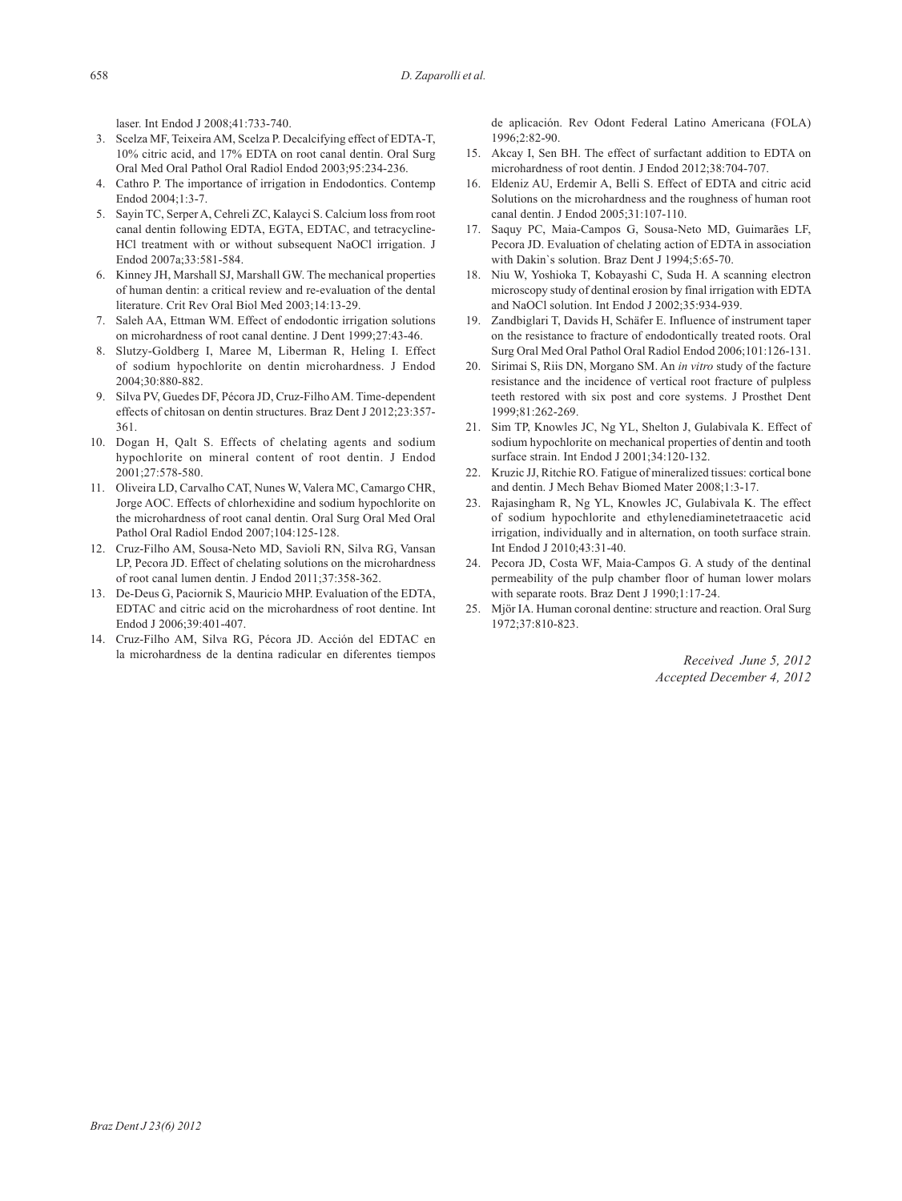laser. Int Endod J 2008;41:733-740.

3. Scelza MF, Teixeira AM, Scelza P. Decalcifying effect of EDTA-T, 10% citric acid, and 17% EDTA on root canal dentin. Oral Surg Oral Med Oral Pathol Oral Radiol Endod 2003;95:234-236.
4. Cathro P. The importance of irrigation in Endodontics. Contemp Endod 2004;1:3-7.
5. Sayin TC, Serper A, Cehreli ZC, Kalayci S. Calcium loss from root canal dentin following EDTA, EGTA, EDTAC, and tetracycline-HCl treatment with or without subsequent NaOCl irrigation. J Endod 2007a;33:581-584.
6. Kinney JH, Marshall SJ, Marshall GW. The mechanical properties of human dentin: a critical review and re-evaluation of the dental literature. Crit Rev Oral Biol Med 2003;14:13-29.
7. Saleh AA, Ettman WM. Effect of endodontic irrigation solutions on microhardness of root canal dentine. J Dent 1999;27:43-46.
8. Slutzy-Goldberg I, Maree M, Liberman R, Heling I. Effect of sodium hypochlorite on dentin microhardness. J Endod 2004;30:880-882.
9. Silva PV, Guedes DF, Pécora JD, Cruz-Filho AM. Time-dependent effects of chitosan on dentin structures. Braz Dent J 2012;23:357-361.
10. Dogan H, Qalt S. Effects of chelating agents and sodium hypochlorite on mineral content of root dentin. J Endod 2001;27:578-580.
11. Oliveira LD, Carvalho CAT, Nunes W, Valera MC, Camargo CHR, Jorge AOC. Effects of chlorhexidine and sodium hypochlorite on the microhardness of root canal dentin. Oral Surg Oral Med Oral Pathol Oral Radiol Endod 2007;104:125-128.
12. Cruz-Filho AM, Sousa-Neto MD, Savioli RN, Silva RG, Vansan LP, Pecora JD. Effect of chelating solutions on the microhardness of root canal lumen dentin. J Endod 2011;37:358-362.
13. De-Deus G, Paciornik S, Mauricio MHP. Evaluation of the EDTA, EDTAC and citric acid on the microhardness of root dentine. Int Endod J 2006;39:401-407.
14. Cruz-Filho AM, Silva RG, Pécora JD. Acción del EDTAC en la microhardness de la dentina radicular en diferentes tiempos de aplicación. Rev Odont Federal Latino Americana (FOLA) 1996;2:82-90.
15. Akcay I, Sen BH. The effect of surfactant addition to EDTA on microhardness of root dentin. J Endod 2012;38:704-707.
16. Eldeniz AU, Erdemir A, Belli S. Effect of EDTA and citric acid Solutions on the microhardness and the roughness of human root canal dentin. J Endod 2005;31:107-110.
17. Saquy PC, Maia-Campos G, Sousa-Neto MD, Guimarães LF, Pecora JD. Evaluation of chelating action of EDTA in association with Dakin`s solution. Braz Dent J 1994;5:65-70.
18. Niu W, Yoshioka T, Kobayashi C, Suda H. A scanning electron microscopy study of dentinal erosion by final irrigation with EDTA and NaOCl solution. Int Endod J 2002;35:934-939.
19. Zandbiglari T, Davids H, Schäfer E. Influence of instrument taper on the resistance to fracture of endodontically treated roots. Oral Surg Oral Med Oral Pathol Oral Radiol Endod 2006;101:126-131.
20. Sirimai S, Riis DN, Morgano SM. An *in vitro* study of the facture resistance and the incidence of vertical root fracture of pulpless teeth restored with six post and core systems. J Prosthet Dent 1999;81:262-269.
21. Sim TP, Knowles JC, Ng YL, Shelton J, Gulabivala K. Effect of sodium hypochlorite on mechanical properties of dentin and tooth surface strain. Int Endod J 2001;34:120-132.
22. Kruzic JJ, Ritchie RO. Fatigue of mineralized tissues: cortical bone and dentin. J Mech Behav Biomed Mater 2008;1:3-17.
23. Rajasingham R, Ng YL, Knowles JC, Gulabivala K. The effect of sodium hypochlorite and ethylenediaminetetraacetic acid irrigation, individually and in alternation, on tooth surface strain. Int Endod J 2010;43:31-40.
24. Pecora JD, Costa WF, Maia-Campos G. A study of the dentinal permeability of the pulp chamber floor of human lower molars with separate roots. Braz Dent J 1990;1:17-24.
25. Mjör IA. Human coronal dentine: structure and reaction. Oral Surg 1972;37:810-823.

*Received June 5, 2012*
*Accepted December 4, 2012*